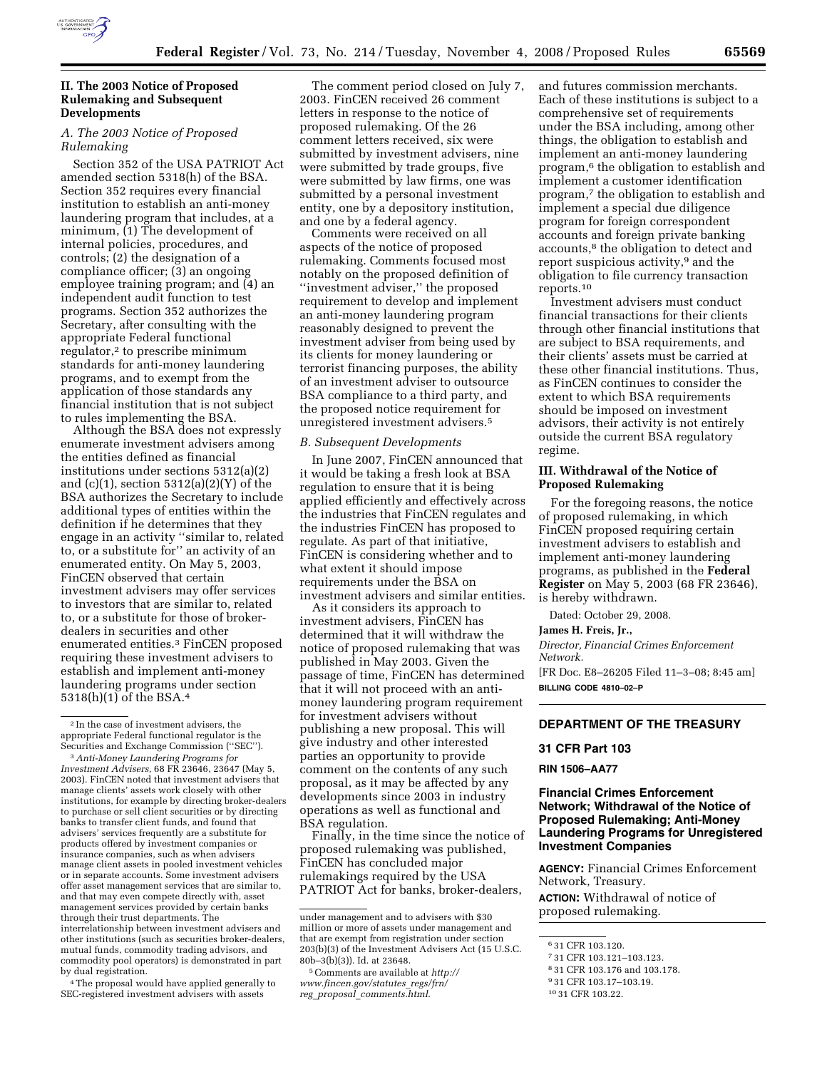## II. The 2003 Notice of Proposed Rulemaking and Subsequent Developments

### *A. The 2003 Notice of Proposed Rulemaking*

Section 352 of the USA PATRIOT Act amended section 5318(h) of the BSA. Section 352 requires every financial institution to establish an anti-money laundering program that includes, at a minimum, (1) The development of internal policies, procedures, and controls; (2) the designation of a compliance officer; (3) an ongoing employee training program; and (4) an independent audit function to test programs. Section 352 authorizes the Secretary, after consulting with the appropriate Federal functional regulator,[2] to prescribe minimum standards for anti-money laundering programs, and to exempt from the application of those standards any financial institution that is not subject to rules implementing the BSA.

Although the BSA does not expressly enumerate investment advisers among the entities defined as financial institutions under sections 5312(a)(2) and (c)(1), section 5312(a)(2)(Y) of the BSA authorizes the Secretary to include additional types of entities within the definition if he determines that they engage in an activity ''similar to, related to, or a substitute for'' an activity of an enumerated entity. On May 5, 2003, FinCEN observed that certain investment advisers may offer services to investors that are similar to, related to, or a substitute for those of broker-dealers in securities and other enumerated entities.[3] FinCEN proposed requiring these investment advisers to establish and implement anti-money laundering programs under section 5318(h)(1) of the BSA.[4]

The comment period closed on July 7, 2003. FinCEN received 26 comment letters in response to the notice of proposed rulemaking. Of the 26 comment letters received, six were submitted by investment advisers, nine were submitted by trade groups, five were submitted by law firms, one was submitted by a personal investment entity, one by a depository institution, and one by a federal agency.

Comments were received on all aspects of the notice of proposed rulemaking. Comments focused most notably on the proposed definition of ''investment adviser,'' the proposed requirement to develop and implement an anti-money laundering program reasonably designed to prevent the investment adviser from being used by its clients for money laundering or terrorist financing purposes, the ability of an investment adviser to outsource BSA compliance to a third party, and the proposed notice requirement for unregistered investment advisers.[5]

### *B. Subsequent Developments*

In June 2007, FinCEN announced that it would be taking a fresh look at BSA regulation to ensure that it is being applied efficiently and effectively across the industries that FinCEN regulates and the industries FinCEN has proposed to regulate. As part of that initiative, FinCEN is considering whether and to what extent it should impose requirements under the BSA on investment advisers and similar entities.

As it considers its approach to investment advisers, FinCEN has determined that it will withdraw the notice of proposed rulemaking that was published in May 2003. Given the passage of time, FinCEN has determined that it will not proceed with an anti-money laundering program requirement for investment advisers without publishing a new proposal. This will give industry and other interested parties an opportunity to provide comment on the contents of any such proposal, as it may be affected by any developments since 2003 in industry operations as well as functional and BSA regulation.

Finally, in the time since the notice of proposed rulemaking was published, FinCEN has concluded major rulemakings required by the USA PATRIOT Act for banks, broker-dealers, and futures commission merchants. Each of these institutions is subject to a comprehensive set of requirements under the BSA including, among other things, the obligation to establish and implement an anti-money laundering program,[6] the obligation to establish and implement a customer identification program,[7] the obligation to establish and implement a special due diligence program for foreign correspondent accounts and foreign private banking accounts,[8] the obligation to detect and report suspicious activity,[9] and the obligation to file currency transaction reports.[10]

Investment advisers must conduct financial transactions for their clients through other financial institutions that are subject to BSA requirements, and their clients' assets must be carried at these other financial institutions. Thus, as FinCEN continues to consider the extent to which BSA requirements should be imposed on investment advisors, their activity is not entirely outside the current BSA regulatory regime.

## III. Withdrawal of the Notice of Proposed Rulemaking

For the foregoing reasons, the notice of proposed rulemaking, in which FinCEN proposed requiring certain investment advisers to establish and implement anti-money laundering programs, as published in the **Federal Register** on May 5, 2003 (68 FR 23646), is hereby withdrawn.

Dated: October 29, 2008.

**James H. Freis, Jr.,**

*Director, Financial Crimes Enforcement Network.*

[FR Doc. E8–26205 Filed 11–3–08; 8:45 am]

**BILLING CODE 4810–02–P**

---

[2] In the case of investment advisers, the appropriate Federal functional regulator is the Securities and Exchange Commission (''SEC'').

[3] *Anti-Money Laundering Programs for Investment Advisers*, 68 FR 23646, 23647 (May 5, 2003). FinCEN noted that investment advisers that manage clients' assets work closely with other institutions, for example by directing broker-dealers to purchase or sell client securities or by directing banks to transfer client funds, and found that advisers' services frequently are a substitute for products offered by investment companies or insurance companies, such as when advisers manage client assets in pooled investment vehicles or in separate accounts. Some investment advisers offer asset management services that are similar to, and that may even compete directly with, asset management services provided by certain banks through their trust departments. The interrelationship between investment advisers and other institutions (such as securities broker-dealers, mutual funds, commodity trading advisors, and commodity pool operators) is demonstrated in part by dual registration.

[4] The proposal would have applied generally to SEC-registered investment advisers with assets under management and to advisers with $30 million or more of assets under management and that are exempt from registration under section 203(b)(3) of the Investment Advisers Act (15 U.S.C. 80b–3(b)(3)). Id. at 23648.

[5] Comments are available at *http://www.fincen.gov/statutes_regs/frn/reg_proposal_comments.html*.

[6] 31 CFR 103.120.

[7] 31 CFR 103.121–103.123.

[8] 31 CFR 103.176 and 103.178.

[9] 31 CFR 103.17–103.19.

[10] 31 CFR 103.22.

---

## DEPARTMENT OF THE TREASURY

### 31 CFR Part 103

### RIN 1506–AA77

## Financial Crimes Enforcement Network; Withdrawal of the Notice of Proposed Rulemaking; Anti-Money Laundering Programs for Unregistered Investment Companies

**AGENCY:** Financial Crimes Enforcement Network, Treasury.

**ACTION:** Withdrawal of notice of proposed rulemaking.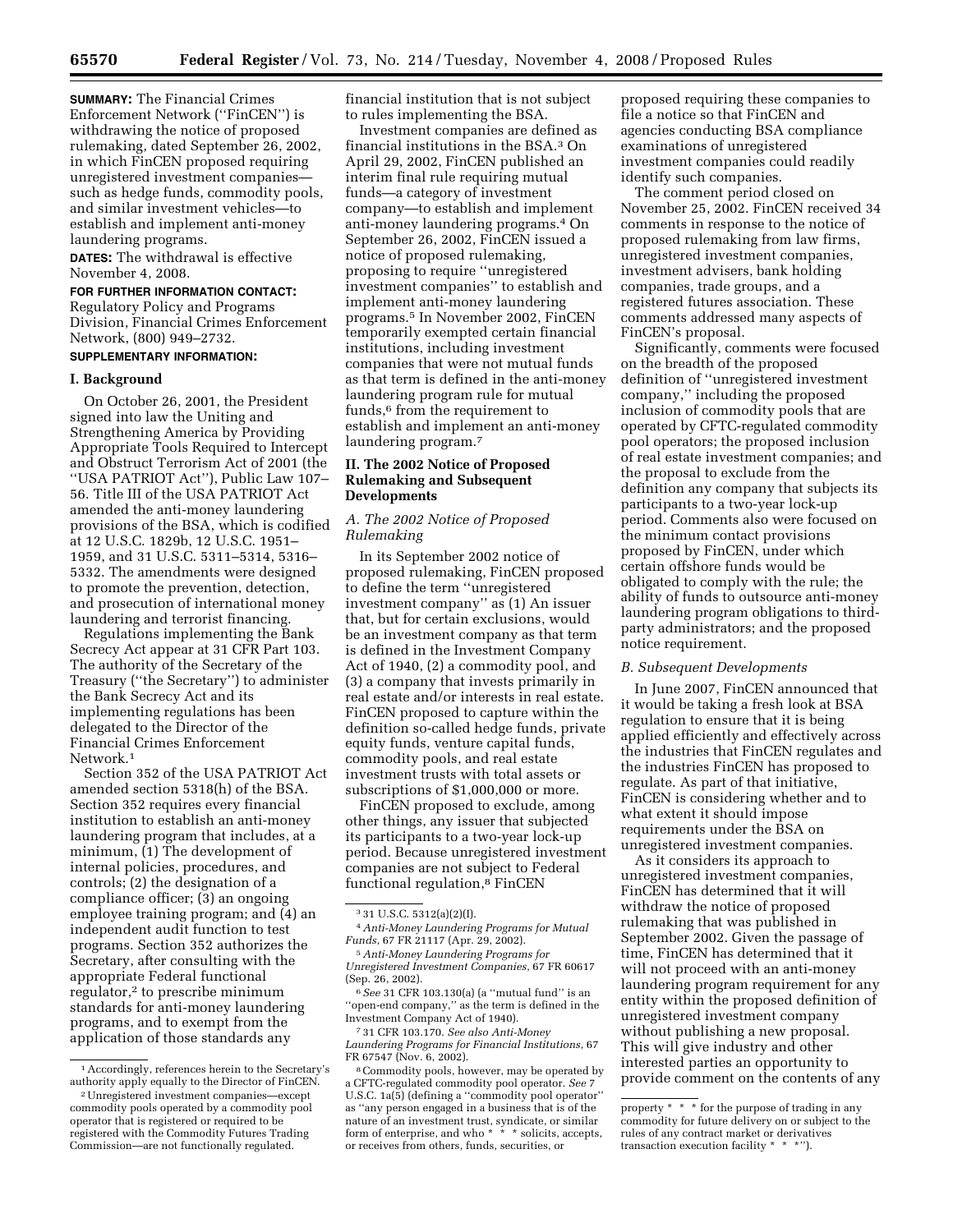**SUMMARY:** The Financial Crimes Enforcement Network (''FinCEN'') is withdrawing the notice of proposed rulemaking, dated September 26, 2002, in which FinCEN proposed requiring unregistered investment companies—such as hedge funds, commodity pools, and similar investment vehicles—to establish and implement anti-money laundering programs.

**DATES:** The withdrawal is effective November 4, 2008.

**FOR FURTHER INFORMATION CONTACT:** Regulatory Policy and Programs Division, Financial Crimes Enforcement Network, (800) 949–2732.

**SUPPLEMENTARY INFORMATION:**

## I. Background

On October 26, 2001, the President signed into law the Uniting and Strengthening America by Providing Appropriate Tools Required to Intercept and Obstruct Terrorism Act of 2001 (the ''USA PATRIOT Act''), Public Law 107–56. Title III of the USA PATRIOT Act amended the anti-money laundering provisions of the BSA, which is codified at 12 U.S.C. 1829b, 12 U.S.C. 1951–1959, and 31 U.S.C. 5311–5314, 5316–5332. The amendments were designed to promote the prevention, detection, and prosecution of international money laundering and terrorist financing.

Regulations implementing the Bank Secrecy Act appear at 31 CFR Part 103. The authority of the Secretary of the Treasury (''the Secretary'') to administer the Bank Secrecy Act and its implementing regulations has been delegated to the Director of the Financial Crimes Enforcement Network.[1]

Section 352 of the USA PATRIOT Act amended section 5318(h) of the BSA. Section 352 requires every financial institution to establish an anti-money laundering program that includes, at a minimum, (1) The development of internal policies, procedures, and controls; (2) the designation of a compliance officer; (3) an ongoing employee training program; and (4) an independent audit function to test programs. Section 352 authorizes the Secretary, after consulting with the appropriate Federal functional regulator,[2] to prescribe minimum standards for anti-money laundering programs, and to exempt from the application of those standards any financial institution that is not subject to rules implementing the BSA.

Investment companies are defined as financial institutions in the BSA.[3] On April 29, 2002, FinCEN published an interim final rule requiring mutual funds—a category of investment company—to establish and implement anti-money laundering programs.[4] On September 26, 2002, FinCEN issued a notice of proposed rulemaking, proposing to require ''unregistered investment companies'' to establish and implement anti-money laundering programs.[5] In November 2002, FinCEN temporarily exempted certain financial institutions, including investment companies that were not mutual funds as that term is defined in the anti-money laundering program rule for mutual funds,[6] from the requirement to establish and implement an anti-money laundering program.[7]

## II. The 2002 Notice of Proposed Rulemaking and Subsequent Developments

### *A. The 2002 Notice of Proposed Rulemaking*

In its September 2002 notice of proposed rulemaking, FinCEN proposed to define the term ''unregistered investment company'' as (1) An issuer that, but for certain exclusions, would be an investment company as that term is defined in the Investment Company Act of 1940, (2) a commodity pool, and (3) a company that invests primarily in real estate and/or interests in real estate. FinCEN proposed to capture within the definition so-called hedge funds, private equity funds, venture capital funds, commodity pools, and real estate investment trusts with total assets or subscriptions of $1,000,000 or more.

FinCEN proposed to exclude, among other things, any issuer that subjected its participants to a two-year lock-up period. Because unregistered investment companies are not subject to Federal functional regulation,[8] FinCEN proposed requiring these companies to file a notice so that FinCEN and agencies conducting BSA compliance examinations of unregistered investment companies could readily identify such companies.

The comment period closed on November 25, 2002. FinCEN received 34 comments in response to the notice of proposed rulemaking from law firms, unregistered investment companies, investment advisers, bank holding companies, trade groups, and a registered futures association. These comments addressed many aspects of FinCEN's proposal.

Significantly, comments were focused on the breadth of the proposed definition of ''unregistered investment company,'' including the proposed inclusion of commodity pools that are operated by CFTC-regulated commodity pool operators; the proposed inclusion of real estate investment companies; and the proposal to exclude from the definition any company that subjects its participants to a two-year lock-up period. Comments also were focused on the minimum contact provisions proposed by FinCEN, under which certain offshore funds would be obligated to comply with the rule; the ability of funds to outsource anti-money laundering program obligations to third-party administrators; and the proposed notice requirement.

### *B. Subsequent Developments*

In June 2007, FinCEN announced that it would be taking a fresh look at BSA regulation to ensure that it is being applied efficiently and effectively across the industries that FinCEN regulates and the industries FinCEN has proposed to regulate. As part of that initiative, FinCEN is considering whether and to what extent it should impose requirements under the BSA on unregistered investment companies.

As it considers its approach to unregistered investment companies, FinCEN has determined that it will withdraw the notice of proposed rulemaking that was published in September 2002. Given the passage of time, FinCEN has determined that it will not proceed with an anti-money laundering program requirement for any entity within the proposed definition of unregistered investment company without publishing a new proposal. This will give industry and other interested parties an opportunity to provide comment on the contents of any

---

[1] Accordingly, references herein to the Secretary's authority apply equally to the Director of FinCEN.

[2] Unregistered investment companies—except commodity pools operated by a commodity pool operator that is registered or required to be registered with the Commodity Futures Trading Commission—are not functionally regulated.

[3] 31 U.S.C. 5312(a)(2)(I).

[4] *Anti-Money Laundering Programs for Mutual Funds*, 67 FR 21117 (Apr. 29, 2002).

[5] *Anti-Money Laundering Programs for Unregistered Investment Companies*, 67 FR 60617 (Sep. 26, 2002).

[6] *See* 31 CFR 103.130(a) (a ''mutual fund'' is an ''open-end company,'' as the term is defined in the Investment Company Act of 1940).

[7] 31 CFR 103.170. *See also Anti-Money Laundering Programs for Financial Institutions*, 67 FR 67547 (Nov. 6, 2002).

[8] Commodity pools, however, may be operated by a CFTC-regulated commodity pool operator. *See* 7 U.S.C. 1a(5) (defining a ''commodity pool operator'' as ''any person engaged in a business that is of the nature of an investment trust, syndicate, or similar form of enterprise, and who * * * solicits, accepts, or receives from others, funds, securities, or property * * * for the purpose of trading in any commodity for future delivery on or subject to the rules of any contract market or derivatives transaction execution facility * * *'').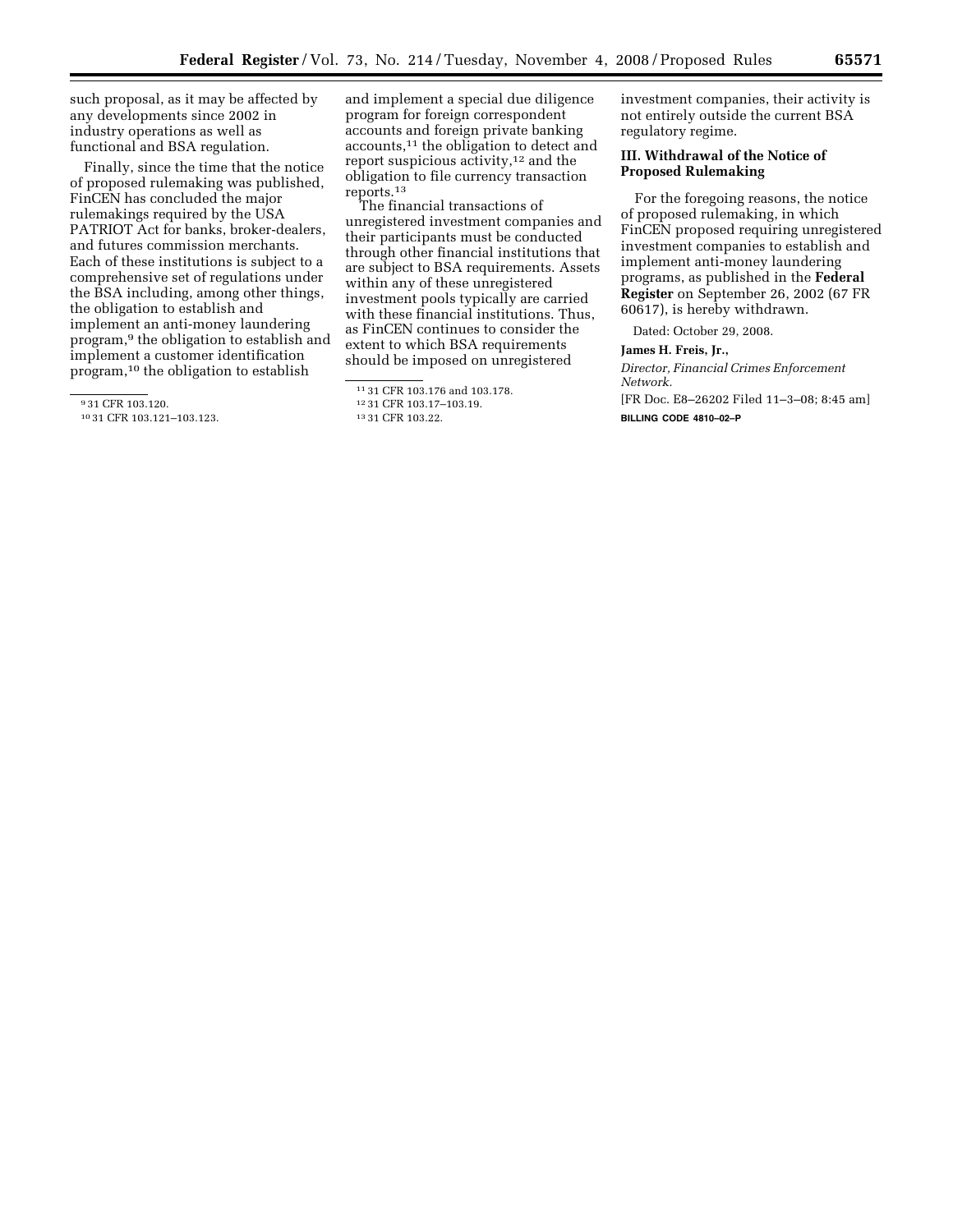such proposal, as it may be affected by any developments since 2002 in industry operations as well as functional and BSA regulation.

Finally, since the time that the notice of proposed rulemaking was published, FinCEN has concluded the major rulemakings required by the USA PATRIOT Act for banks, broker-dealers, and futures commission merchants. Each of these institutions is subject to a comprehensive set of regulations under the BSA including, among other things, the obligation to establish and implement an anti-money laundering program,[9] the obligation to establish and implement a customer identification program,[10] the obligation to establish and implement a special due diligence program for foreign correspondent accounts and foreign private banking accounts,[11] the obligation to detect and report suspicious activity,[12] and the obligation to file currency transaction reports.[13]

The financial transactions of unregistered investment companies and their participants must be conducted through other financial institutions that are subject to BSA requirements. Assets within any of these unregistered investment pools typically are carried with these financial institutions. Thus, as FinCEN continues to consider the extent to which BSA requirements should be imposed on unregistered investment companies, their activity is not entirely outside the current BSA regulatory regime.

## III. Withdrawal of the Notice of Proposed Rulemaking

For the foregoing reasons, the notice of proposed rulemaking, in which FinCEN proposed requiring unregistered investment companies to establish and implement anti-money laundering programs, as published in the **Federal Register** on September 26, 2002 (67 FR 60617), is hereby withdrawn.

Dated: October 29, 2008.

**James H. Freis, Jr.,**

*Director, Financial Crimes Enforcement Network.*

[FR Doc. E8–26202 Filed 11–3–08; 8:45 am]

**BILLING CODE 4810–02–P**

---

[9] 31 CFR 103.120.

[10] 31 CFR 103.121–103.123.

[11] 31 CFR 103.176 and 103.178.

[12] 31 CFR 103.17–103.19.

[13] 31 CFR 103.22.